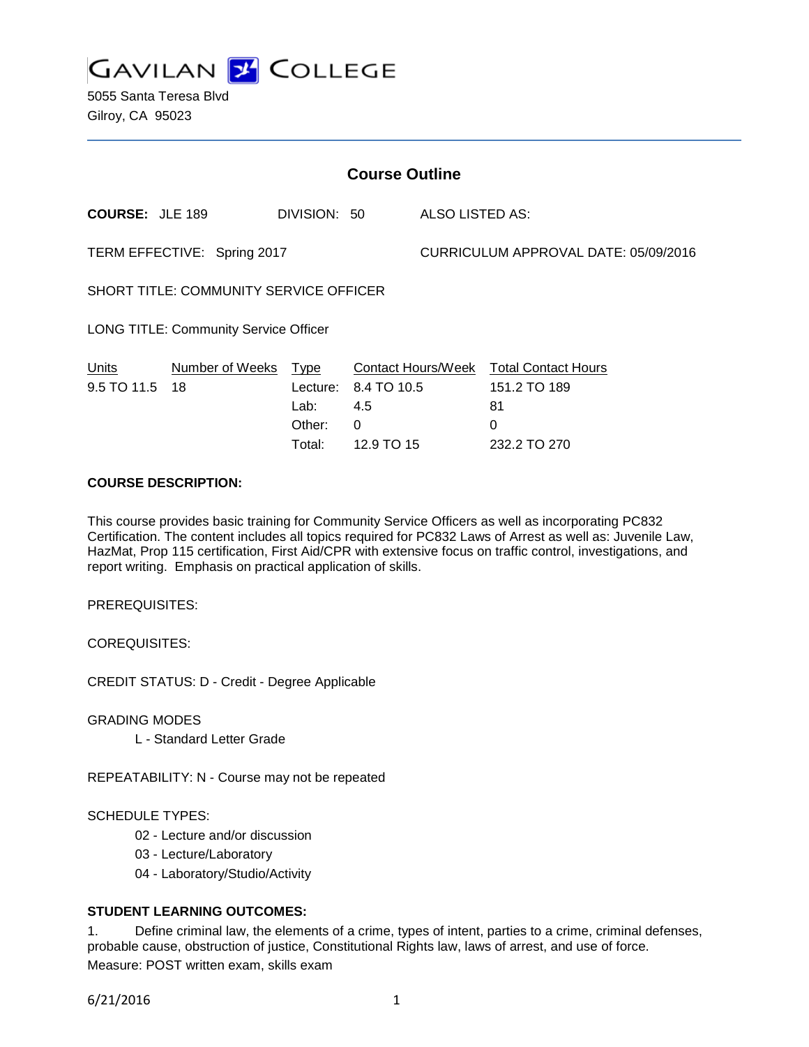# GAVILAN COLLEGE

5055 Santa Teresa Blvd
Gilroy, CA 95023

## Course Outline

**COURSE:** JLE 189 DIVISION: 50 ALSO LISTED AS:

TERM EFFECTIVE: Spring 2017 CURRICULUM APPROVAL DATE: 05/09/2016

SHORT TITLE: COMMUNITY SERVICE OFFICER

LONG TITLE: Community Service Officer

| Units | Number of Weeks | Type | Contact Hours/Week | Total Contact Hours |
|---|---|---|---|---|
| 9.5 TO 11.5 | 18 | Lecture: | 8.4 TO 10.5 | 151.2 TO 189 |
| | | Lab: | 4.5 | 81 |
| | | Other: | 0 | 0 |
| | | Total: | 12.9 TO 15 | 232.2 TO 270 |

**COURSE DESCRIPTION:**

This course provides basic training for Community Service Officers as well as incorporating PC832 Certification. The content includes all topics required for PC832 Laws of Arrest as well as: Juvenile Law, HazMat, Prop 115 certification, First Aid/CPR with extensive focus on traffic control, investigations, and report writing. Emphasis on practical application of skills.

PREREQUISITES:

COREQUISITES:

CREDIT STATUS: D - Credit - Degree Applicable

GRADING MODES

L - Standard Letter Grade

REPEATABILITY: N - Course may not be repeated

SCHEDULE TYPES:

02 - Lecture and/or discussion

03 - Lecture/Laboratory

04 - Laboratory/Studio/Activity

**STUDENT LEARNING OUTCOMES:**

1. Define criminal law, the elements of a crime, types of intent, parties to a crime, criminal defenses, probable cause, obstruction of justice, Constitutional Rights law, laws of arrest, and use of force.
Measure: POST written exam, skills exam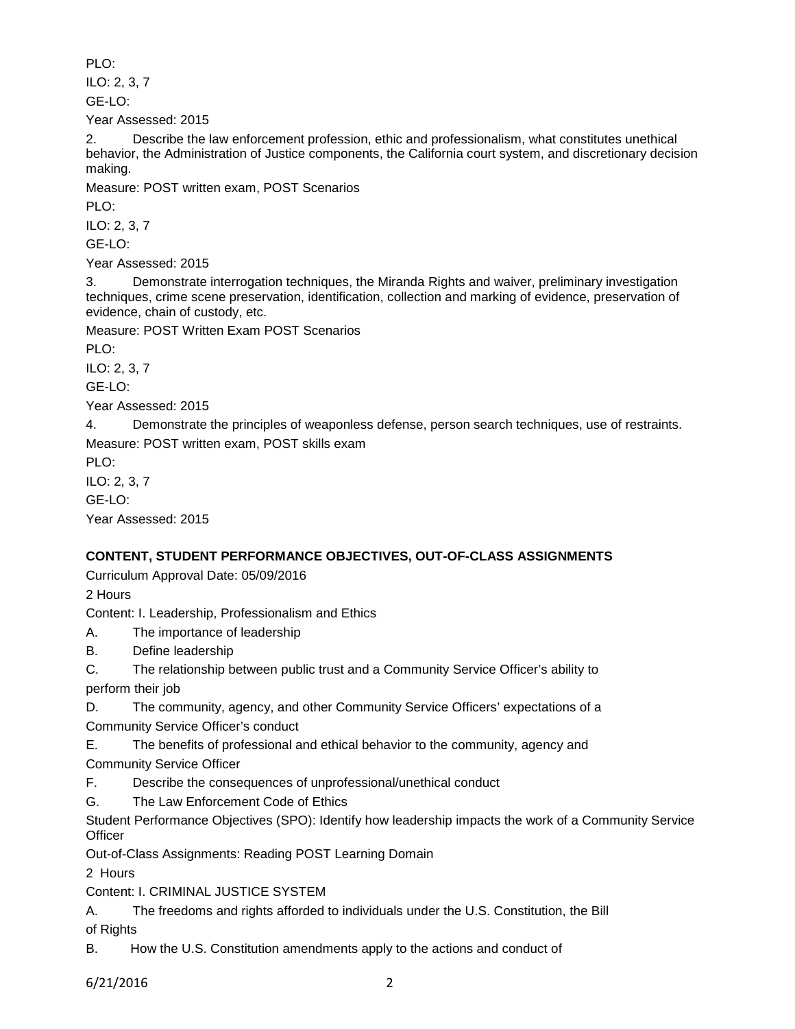PLO:

ILO: 2, 3, 7

GE-LO:

Year Assessed: 2015

2. Describe the law enforcement profession, ethic and professionalism, what constitutes unethical behavior, the Administration of Justice components, the California court system, and discretionary decision making.

Measure: POST written exam, POST Scenarios

PLO:

ILO: 2, 3, 7

GE-LO:

Year Assessed: 2015

3. Demonstrate interrogation techniques, the Miranda Rights and waiver, preliminary investigation techniques, crime scene preservation, identification, collection and marking of evidence, preservation of evidence, chain of custody, etc.

Measure: POST Written Exam POST Scenarios

PLO:

ILO: 2, 3, 7

GE-LO:

Year Assessed: 2015

4. Demonstrate the principles of weaponless defense, person search techniques, use of restraints.

Measure: POST written exam, POST skills exam

PLO:

ILO: 2, 3, 7

GE-LO:

Year Assessed: 2015

**CONTENT, STUDENT PERFORMANCE OBJECTIVES, OUT-OF-CLASS ASSIGNMENTS**

Curriculum Approval Date: 05/09/2016

2 Hours

Content: I. Leadership, Professionalism and Ethics

A. The importance of leadership

B. Define leadership

C. The relationship between public trust and a Community Service Officer's ability to perform their job

D. The community, agency, and other Community Service Officers' expectations of a Community Service Officer's conduct

E. The benefits of professional and ethical behavior to the community, agency and Community Service Officer

F. Describe the consequences of unprofessional/unethical conduct

G. The Law Enforcement Code of Ethics

Student Performance Objectives (SPO): Identify how leadership impacts the work of a Community Service Officer

Out-of-Class Assignments: Reading POST Learning Domain

2 Hours

Content: I. CRIMINAL JUSTICE SYSTEM

A. The freedoms and rights afforded to individuals under the U.S. Constitution, the Bill of Rights

B. How the U.S. Constitution amendments apply to the actions and conduct of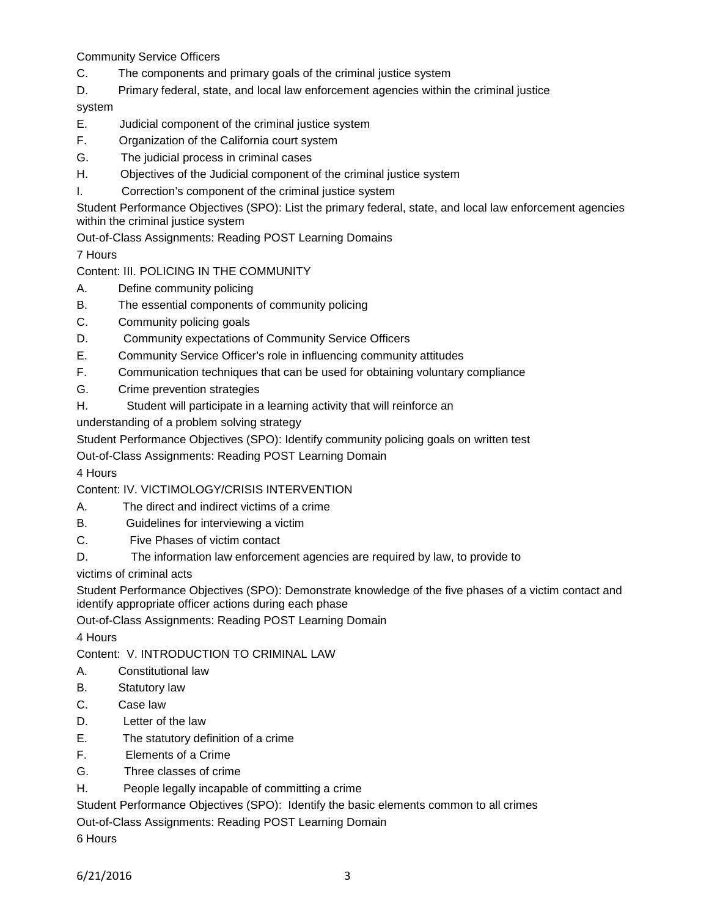Community Service Officers

C. The components and primary goals of the criminal justice system

D. Primary federal, state, and local law enforcement agencies within the criminal justice system

E. Judicial component of the criminal justice system

F. Organization of the California court system

G. The judicial process in criminal cases

H. Objectives of the Judicial component of the criminal justice system

I. Correction's component of the criminal justice system

Student Performance Objectives (SPO): List the primary federal, state, and local law enforcement agencies within the criminal justice system

Out-of-Class Assignments: Reading POST Learning Domains

7 Hours

Content: III. POLICING IN THE COMMUNITY

A. Define community policing

B. The essential components of community policing

C. Community policing goals

D. Community expectations of Community Service Officers

E. Community Service Officer's role in influencing community attitudes

F. Communication techniques that can be used for obtaining voluntary compliance

G. Crime prevention strategies

H. Student will participate in a learning activity that will reinforce an understanding of a problem solving strategy

Student Performance Objectives (SPO): Identify community policing goals on written test

Out-of-Class Assignments: Reading POST Learning Domain

4 Hours

Content: IV. VICTIMOLOGY/CRISIS INTERVENTION

A. The direct and indirect victims of a crime

B. Guidelines for interviewing a victim

C. Five Phases of victim contact

D. The information law enforcement agencies are required by law, to provide to victims of criminal acts

Student Performance Objectives (SPO): Demonstrate knowledge of the five phases of a victim contact and identify appropriate officer actions during each phase

Out-of-Class Assignments: Reading POST Learning Domain

4 Hours

Content: V. INTRODUCTION TO CRIMINAL LAW

A. Constitutional law

B. Statutory law

C. Case law

D. Letter of the law

E. The statutory definition of a crime

F. Elements of a Crime

G. Three classes of crime

H. People legally incapable of committing a crime

Student Performance Objectives (SPO): Identify the basic elements common to all crimes

Out-of-Class Assignments: Reading POST Learning Domain

6 Hours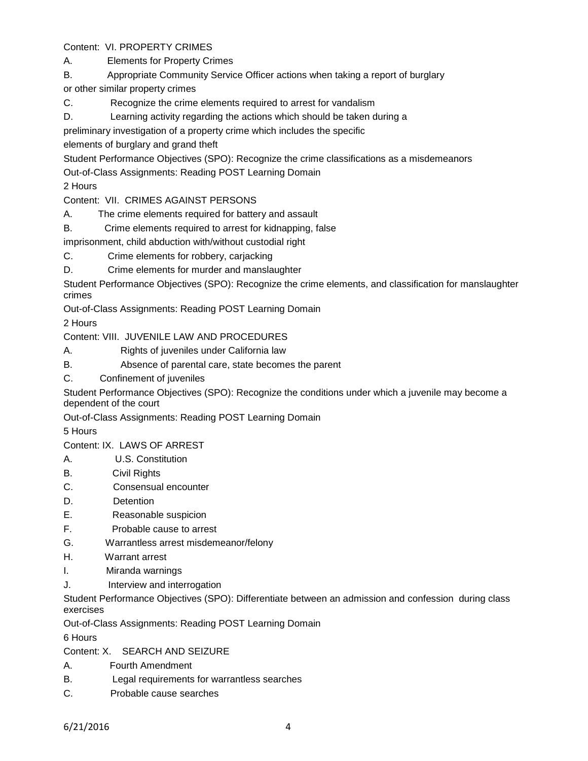Content: VI. PROPERTY CRIMES

A. Elements for Property Crimes

B. Appropriate Community Service Officer actions when taking a report of burglary or other similar property crimes

C. Recognize the crime elements required to arrest for vandalism

D. Learning activity regarding the actions which should be taken during a preliminary investigation of a property crime which includes the specific elements of burglary and grand theft

Student Performance Objectives (SPO): Recognize the crime classifications as a misdemeanors

Out-of-Class Assignments: Reading POST Learning Domain

2 Hours

Content: VII. CRIMES AGAINST PERSONS

A. The crime elements required for battery and assault

B. Crime elements required to arrest for kidnapping, false imprisonment, child abduction with/without custodial right

C. Crime elements for robbery, carjacking

D. Crime elements for murder and manslaughter

Student Performance Objectives (SPO): Recognize the crime elements, and classification for manslaughter crimes

Out-of-Class Assignments: Reading POST Learning Domain

2 Hours

Content: VIII. JUVENILE LAW AND PROCEDURES

A. Rights of juveniles under California law

B. Absence of parental care, state becomes the parent

C. Confinement of juveniles

Student Performance Objectives (SPO): Recognize the conditions under which a juvenile may become a dependent of the court

Out-of-Class Assignments: Reading POST Learning Domain

5 Hours

Content: IX. LAWS OF ARREST

A. U.S. Constitution

B. Civil Rights

C. Consensual encounter

D. Detention

E. Reasonable suspicion

F. Probable cause to arrest

G. Warrantless arrest misdemeanor/felony

H. Warrant arrest

I. Miranda warnings

J. Interview and interrogation

Student Performance Objectives (SPO): Differentiate between an admission and confession during class exercises

Out-of-Class Assignments: Reading POST Learning Domain

6 Hours

Content: X. SEARCH AND SEIZURE

A. Fourth Amendment

B. Legal requirements for warrantless searches

C. Probable cause searches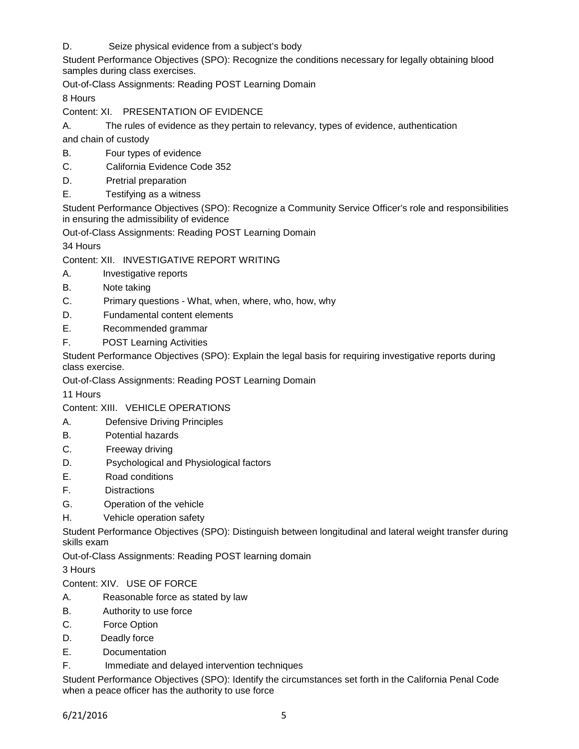D. Seize physical evidence from a subject's body

Student Performance Objectives (SPO): Recognize the conditions necessary for legally obtaining blood samples during class exercises.

Out-of-Class Assignments: Reading POST Learning Domain

8 Hours

Content: XI. PRESENTATION OF EVIDENCE

A. The rules of evidence as they pertain to relevancy, types of evidence, authentication and chain of custody

B. Four types of evidence

C. California Evidence Code 352

D. Pretrial preparation

E. Testifying as a witness

Student Performance Objectives (SPO): Recognize a Community Service Officer's role and responsibilities in ensuring the admissibility of evidence

Out-of-Class Assignments: Reading POST Learning Domain

34 Hours

Content: XII. INVESTIGATIVE REPORT WRITING

A. Investigative reports

B. Note taking

C. Primary questions - What, when, where, who, how, why

D. Fundamental content elements

E. Recommended grammar

F. POST Learning Activities

Student Performance Objectives (SPO): Explain the legal basis for requiring investigative reports during class exercise.

Out-of-Class Assignments: Reading POST Learning Domain

11 Hours

Content: XIII. VEHICLE OPERATIONS

A. Defensive Driving Principles

B. Potential hazards

C. Freeway driving

D. Psychological and Physiological factors

E. Road conditions

F. Distractions

G. Operation of the vehicle

H. Vehicle operation safety

Student Performance Objectives (SPO): Distinguish between longitudinal and lateral weight transfer during skills exam

Out-of-Class Assignments: Reading POST learning domain

3 Hours

Content: XIV. USE OF FORCE

A. Reasonable force as stated by law

B. Authority to use force

C. Force Option

D. Deadly force

E. Documentation

F. Immediate and delayed intervention techniques

Student Performance Objectives (SPO): Identify the circumstances set forth in the California Penal Code when a peace officer has the authority to use force

6/21/2016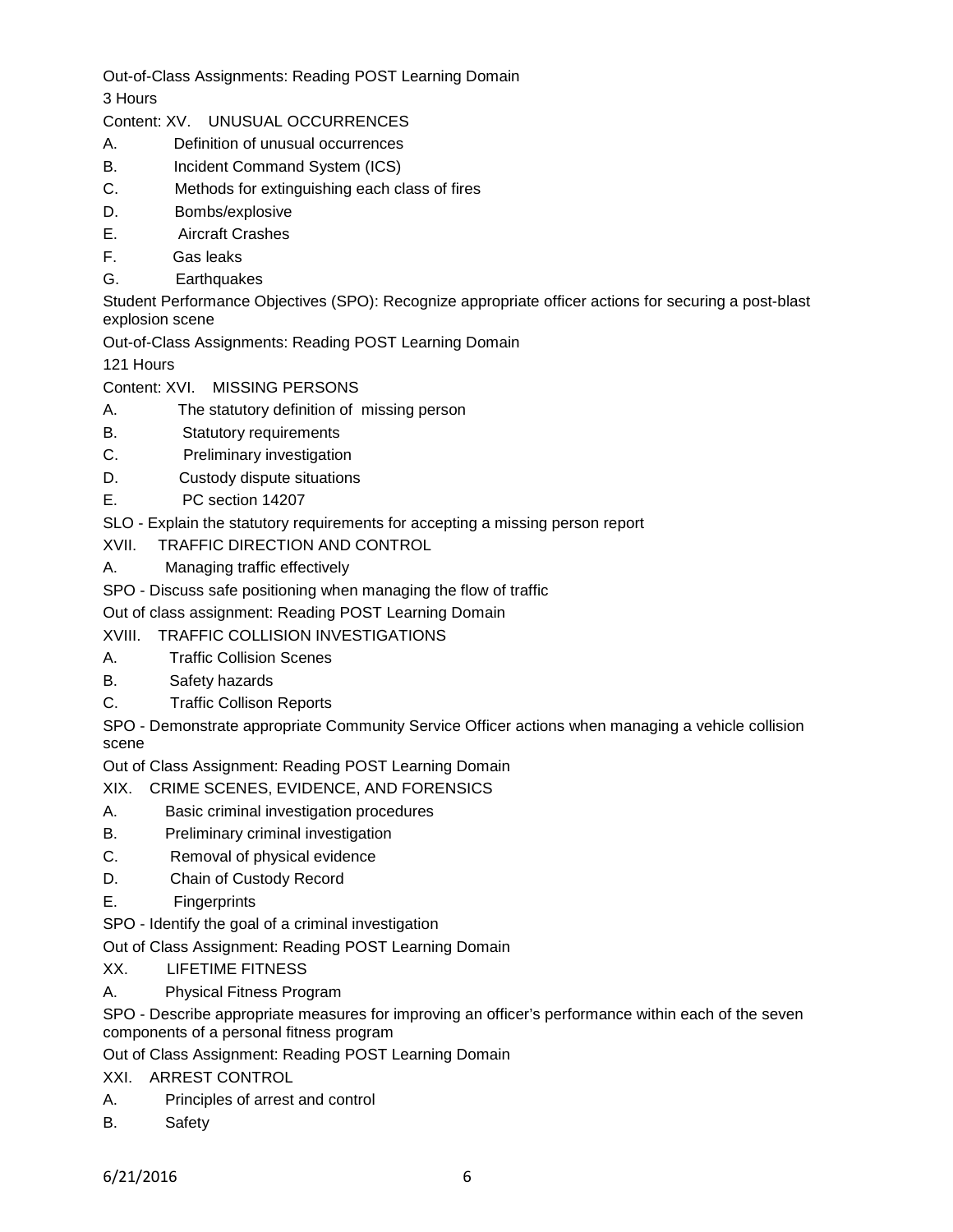Out-of-Class Assignments: Reading POST Learning Domain

3 Hours

Content: XV. UNUSUAL OCCURRENCES

A. Definition of unusual occurrences

B. Incident Command System (ICS)

C. Methods for extinguishing each class of fires

D. Bombs/explosive

E. Aircraft Crashes

F. Gas leaks

G. Earthquakes

Student Performance Objectives (SPO): Recognize appropriate officer actions for securing a post-blast explosion scene

Out-of-Class Assignments: Reading POST Learning Domain

121 Hours

Content: XVI. MISSING PERSONS

A. The statutory definition of missing person

B. Statutory requirements

C. Preliminary investigation

D. Custody dispute situations

E. PC section 14207

SLO - Explain the statutory requirements for accepting a missing person report

XVII. TRAFFIC DIRECTION AND CONTROL

A. Managing traffic effectively

SPO - Discuss safe positioning when managing the flow of traffic

Out of class assignment: Reading POST Learning Domain

XVIII. TRAFFIC COLLISION INVESTIGATIONS

A. Traffic Collision Scenes

B. Safety hazards

C. Traffic Collison Reports

SPO - Demonstrate appropriate Community Service Officer actions when managing a vehicle collision scene

Out of Class Assignment: Reading POST Learning Domain

XIX. CRIME SCENES, EVIDENCE, AND FORENSICS

A. Basic criminal investigation procedures

B. Preliminary criminal investigation

C. Removal of physical evidence

D. Chain of Custody Record

E. Fingerprints

SPO - Identify the goal of a criminal investigation

Out of Class Assignment: Reading POST Learning Domain

XX. LIFETIME FITNESS

A. Physical Fitness Program

SPO - Describe appropriate measures for improving an officer's performance within each of the seven components of a personal fitness program

Out of Class Assignment: Reading POST Learning Domain

XXI. ARREST CONTROL

A. Principles of arrest and control

B. Safety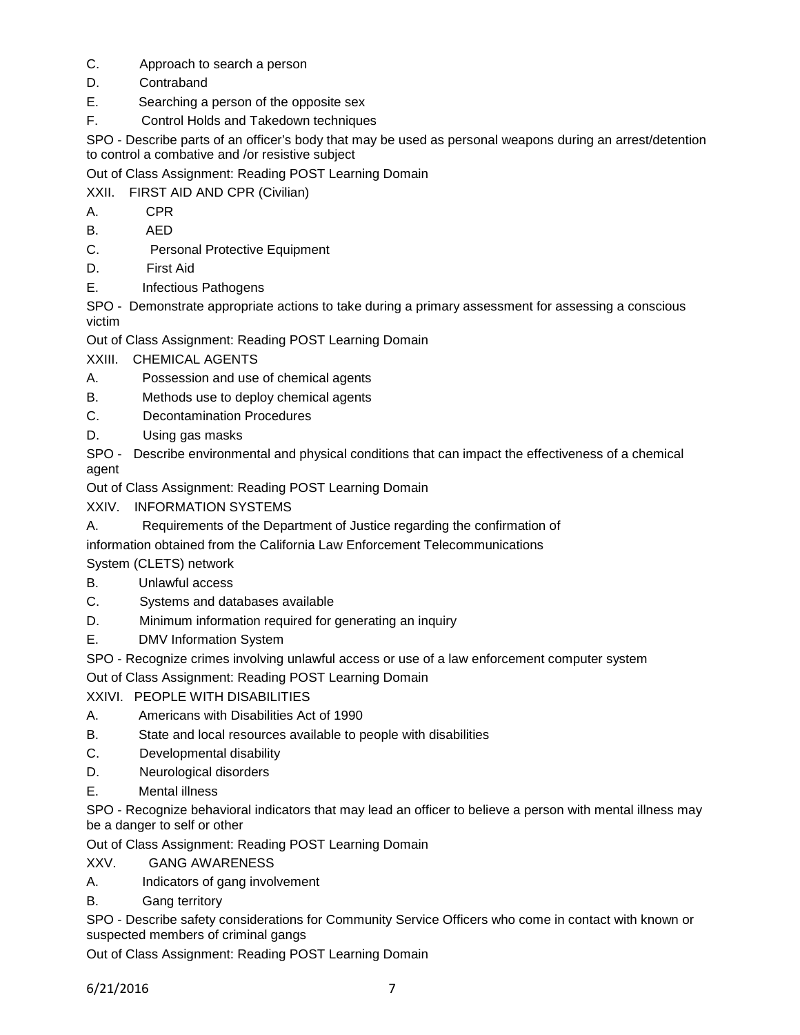C. Approach to search a person

D. Contraband

E. Searching a person of the opposite sex

F. Control Holds and Takedown techniques

SPO - Describe parts of an officer's body that may be used as personal weapons during an arrest/detention to control a combative and /or resistive subject

Out of Class Assignment: Reading POST Learning Domain

XXII. FIRST AID AND CPR (Civilian)

A. CPR

B. AED

C. Personal Protective Equipment

D. First Aid

E. Infectious Pathogens

SPO - Demonstrate appropriate actions to take during a primary assessment for assessing a conscious victim

Out of Class Assignment: Reading POST Learning Domain

XXIII. CHEMICAL AGENTS

A. Possession and use of chemical agents

B. Methods use to deploy chemical agents

C. Decontamination Procedures

D. Using gas masks

SPO - Describe environmental and physical conditions that can impact the effectiveness of a chemical agent

Out of Class Assignment: Reading POST Learning Domain

XXIV. INFORMATION SYSTEMS

A. Requirements of the Department of Justice regarding the confirmation of information obtained from the California Law Enforcement Telecommunications System (CLETS) network

B. Unlawful access

C. Systems and databases available

D. Minimum information required for generating an inquiry

E. DMV Information System

SPO - Recognize crimes involving unlawful access or use of a law enforcement computer system

Out of Class Assignment: Reading POST Learning Domain

XXIVI. PEOPLE WITH DISABILITIES

A. Americans with Disabilities Act of 1990

B. State and local resources available to people with disabilities

C. Developmental disability

D. Neurological disorders

E. Mental illness

SPO - Recognize behavioral indicators that may lead an officer to believe a person with mental illness may be a danger to self or other

Out of Class Assignment: Reading POST Learning Domain

XXV. GANG AWARENESS

A. Indicators of gang involvement

B. Gang territory

SPO - Describe safety considerations for Community Service Officers who come in contact with known or suspected members of criminal gangs

Out of Class Assignment: Reading POST Learning Domain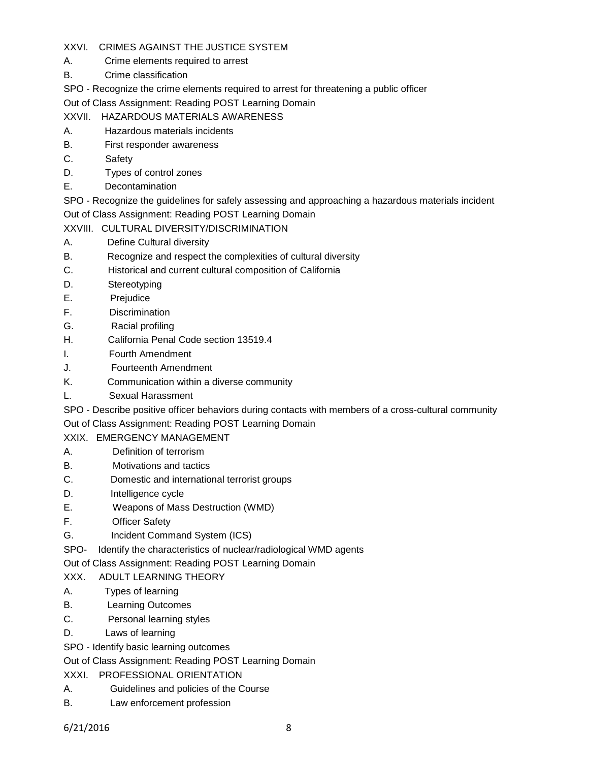XXVI. CRIMES AGAINST THE JUSTICE SYSTEM

A. Crime elements required to arrest

B. Crime classification

SPO - Recognize the crime elements required to arrest for threatening a public officer

Out of Class Assignment: Reading POST Learning Domain

XXVII. HAZARDOUS MATERIALS AWARENESS

A. Hazardous materials incidents

B. First responder awareness

C. Safety

D. Types of control zones

E. Decontamination

SPO - Recognize the guidelines for safely assessing and approaching a hazardous materials incident

Out of Class Assignment: Reading POST Learning Domain

XXVIII. CULTURAL DIVERSITY/DISCRIMINATION

A. Define Cultural diversity

B. Recognize and respect the complexities of cultural diversity

C. Historical and current cultural composition of California

D. Stereotyping

E. Prejudice

F. Discrimination

G. Racial profiling

H. California Penal Code section 13519.4

I. Fourth Amendment

J. Fourteenth Amendment

K. Communication within a diverse community

L. Sexual Harassment

SPO - Describe positive officer behaviors during contacts with members of a cross-cultural community

Out of Class Assignment: Reading POST Learning Domain

XXIX. EMERGENCY MANAGEMENT

A. Definition of terrorism

B. Motivations and tactics

C. Domestic and international terrorist groups

D. Intelligence cycle

E. Weapons of Mass Destruction (WMD)

F. Officer Safety

G. Incident Command System (ICS)

SPO- Identify the characteristics of nuclear/radiological WMD agents

Out of Class Assignment: Reading POST Learning Domain

XXX. ADULT LEARNING THEORY

A. Types of learning

B. Learning Outcomes

C. Personal learning styles

D. Laws of learning

SPO - Identify basic learning outcomes

Out of Class Assignment: Reading POST Learning Domain

XXXI. PROFESSIONAL ORIENTATION

A. Guidelines and policies of the Course

B. Law enforcement profession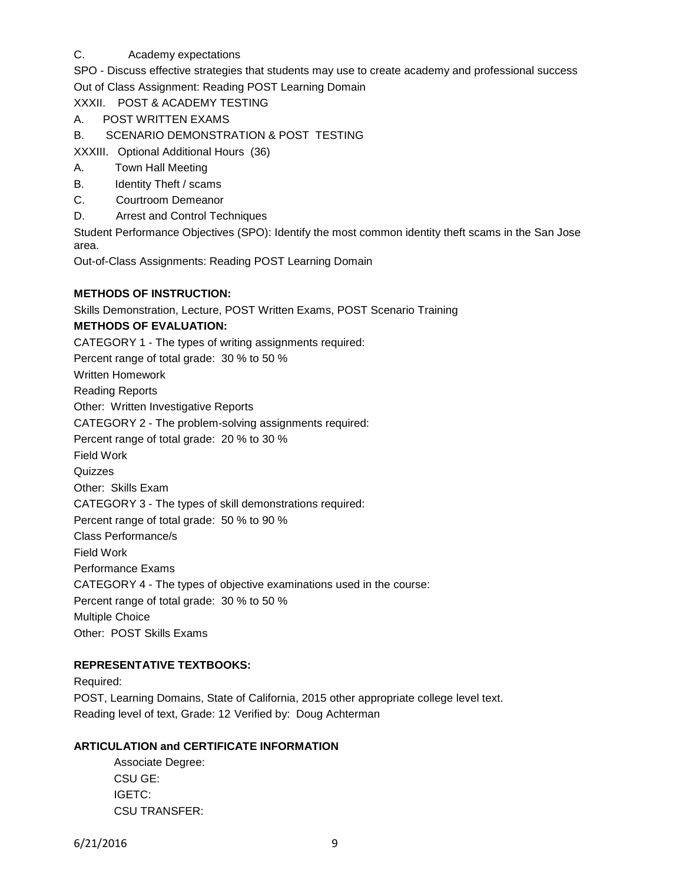C. Academy expectations

SPO - Discuss effective strategies that students may use to create academy and professional success

Out of Class Assignment: Reading POST Learning Domain

XXXII. POST & ACADEMY TESTING

A. POST WRITTEN EXAMS

B. SCENARIO DEMONSTRATION & POST TESTING

XXXIII. Optional Additional Hours (36)

A. Town Hall Meeting

B. Identity Theft / scams

C. Courtroom Demeanor

D. Arrest and Control Techniques

Student Performance Objectives (SPO): Identify the most common identity theft scams in the San Jose area.

Out-of-Class Assignments: Reading POST Learning Domain

**METHODS OF INSTRUCTION:**

Skills Demonstration, Lecture, POST Written Exams, POST Scenario Training

**METHODS OF EVALUATION:**

CATEGORY 1 - The types of writing assignments required:

Percent range of total grade: 30 % to 50 %

Written Homework

Reading Reports

Other: Written Investigative Reports

CATEGORY 2 - The problem-solving assignments required:

Percent range of total grade: 20 % to 30 %

Field Work

Quizzes

Other: Skills Exam

CATEGORY 3 - The types of skill demonstrations required:

Percent range of total grade: 50 % to 90 %

Class Performance/s

Field Work

Performance Exams

CATEGORY 4 - The types of objective examinations used in the course:

Percent range of total grade: 30 % to 50 %

Multiple Choice

Other: POST Skills Exams

**REPRESENTATIVE TEXTBOOKS:**

Required:

POST, Learning Domains, State of California, 2015 other appropriate college level text.

Reading level of text, Grade: 12 Verified by: Doug Achterman

**ARTICULATION and CERTIFICATE INFORMATION**

Associate Degree:

CSU GE:

IGETC:

CSU TRANSFER: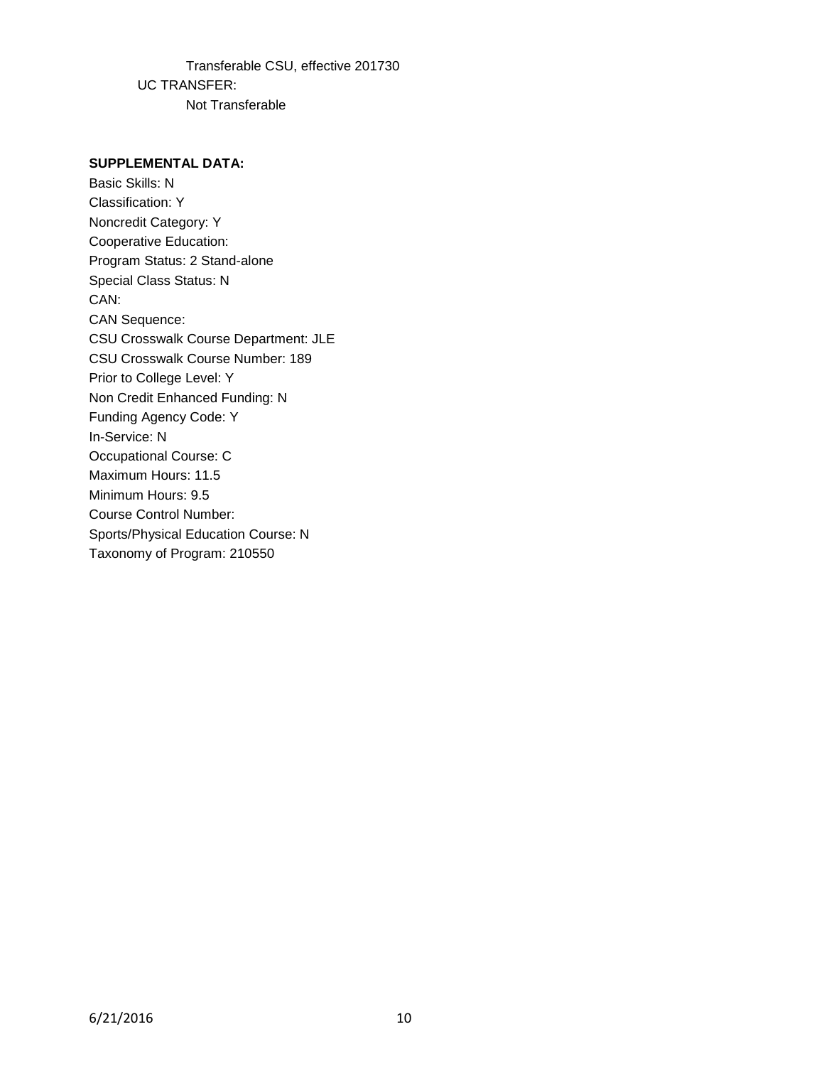Transferable CSU, effective 201730

UC TRANSFER:

Not Transferable

**SUPPLEMENTAL DATA:**

Basic Skills: N
Classification: Y
Noncredit Category: Y
Cooperative Education:
Program Status: 2 Stand-alone
Special Class Status: N
CAN:
CAN Sequence:
CSU Crosswalk Course Department: JLE
CSU Crosswalk Course Number: 189
Prior to College Level: Y
Non Credit Enhanced Funding: N
Funding Agency Code: Y
In-Service: N
Occupational Course: C
Maximum Hours: 11.5
Minimum Hours: 9.5
Course Control Number:
Sports/Physical Education Course: N
Taxonomy of Program: 210550